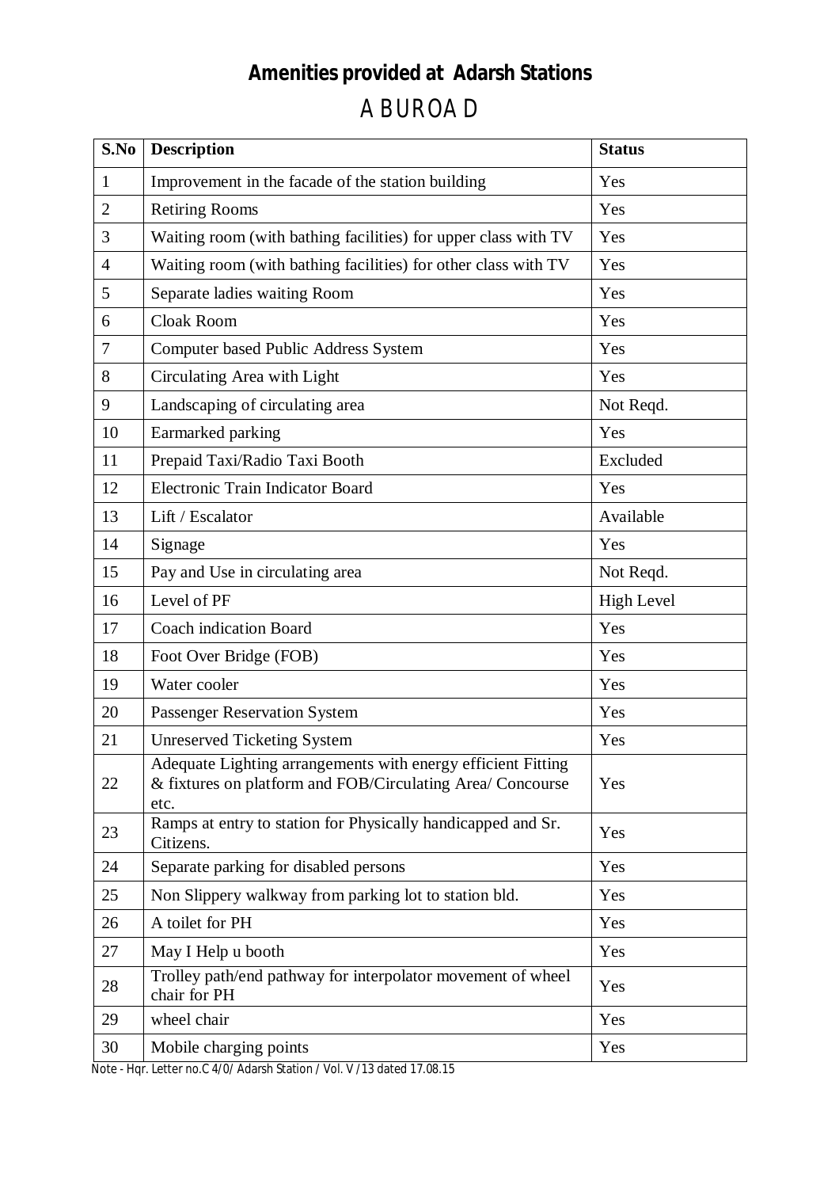# Amenities provided at Adarsh Stations

## A BUROA D

| S.No | Description | Status |
|---|---|---|
| 1 | Improvement in the facade of the station building | Yes |
| 2 | Retiring Rooms | Yes |
| 3 | Waiting room (with bathing facilities) for upper class with TV | Yes |
| 4 | Waiting room (with bathing facilities) for other class with TV | Yes |
| 5 | Separate ladies waiting Room | Yes |
| 6 | Cloak Room | Yes |
| 7 | Computer based Public Address System | Yes |
| 8 | Circulating Area with Light | Yes |
| 9 | Landscaping of circulating area | Not Reqd. |
| 10 | Earmarked parking | Yes |
| 11 | Prepaid Taxi/Radio Taxi Booth | Excluded |
| 12 | Electronic Train Indicator Board | Yes |
| 13 | Lift / Escalator | Available |
| 14 | Signage | Yes |
| 15 | Pay and Use in circulating area | Not Reqd. |
| 16 | Level of PF | High Level |
| 17 | Coach indication Board | Yes |
| 18 | Foot Over Bridge (FOB) | Yes |
| 19 | Water cooler | Yes |
| 20 | Passenger Reservation System | Yes |
| 21 | Unreserved Ticketing System | Yes |
| 22 | Adequate Lighting arrangements with energy efficient Fitting & fixtures on platform and FOB/Circulating Area/ Concourse etc. | Yes |
| 23 | Ramps at entry to station for Physically handicapped and Sr. Citizens. | Yes |
| 24 | Separate parking for disabled persons | Yes |
| 25 | Non Slippery walkway from parking lot to station bld. | Yes |
| 26 | A toilet for PH | Yes |
| 27 | May I Help u booth | Yes |
| 28 | Trolley path/end pathway for interpolator movement of wheel chair for PH | Yes |
| 29 | wheel chair | Yes |
| 30 | Mobile charging points | Yes |

Note - Hqr. Letter no.C 4/0/ Adarsh Station / Vol. V /13 dated 17.08.15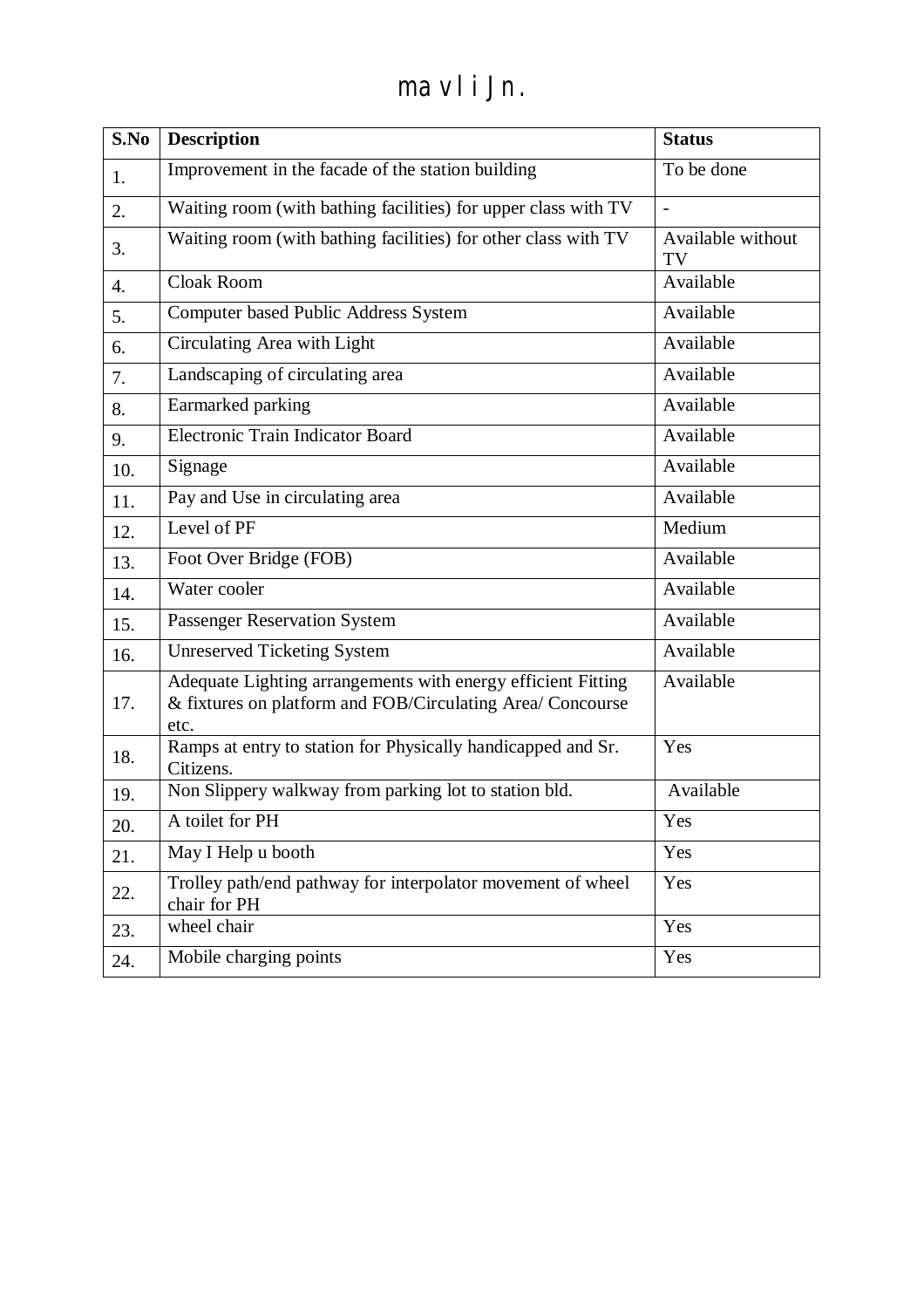# mavli Jn.

| S.No | Description | Status |
|---|---|---|
| 1. | Improvement in the facade of the station building | To be done |
| 2. | Waiting room (with bathing facilities) for upper class with TV | - |
| 3. | Waiting room (with bathing facilities) for other class with TV | Available without TV |
| 4. | Cloak Room | Available |
| 5. | Computer based Public Address System | Available |
| 6. | Circulating Area with Light | Available |
| 7. | Landscaping of circulating area | Available |
| 8. | Earmarked parking | Available |
| 9. | Electronic Train Indicator Board | Available |
| 10. | Signage | Available |
| 11. | Pay and Use in circulating area | Available |
| 12. | Level of PF | Medium |
| 13. | Foot Over Bridge (FOB) | Available |
| 14. | Water cooler | Available |
| 15. | Passenger Reservation System | Available |
| 16. | Unreserved Ticketing System | Available |
| 17. | Adequate Lighting arrangements with energy efficient Fitting & fixtures on platform and FOB/Circulating Area/ Concourse etc. | Available |
| 18. | Ramps at entry to station for Physically handicapped and Sr. Citizens. | Yes |
| 19. | Non Slippery walkway from parking lot to station bld. | Available |
| 20. | A toilet for PH | Yes |
| 21. | May I Help u booth | Yes |
| 22. | Trolley path/end pathway for interpolator movement of wheel chair for PH | Yes |
| 23. | wheel chair | Yes |
| 24. | Mobile charging points | Yes |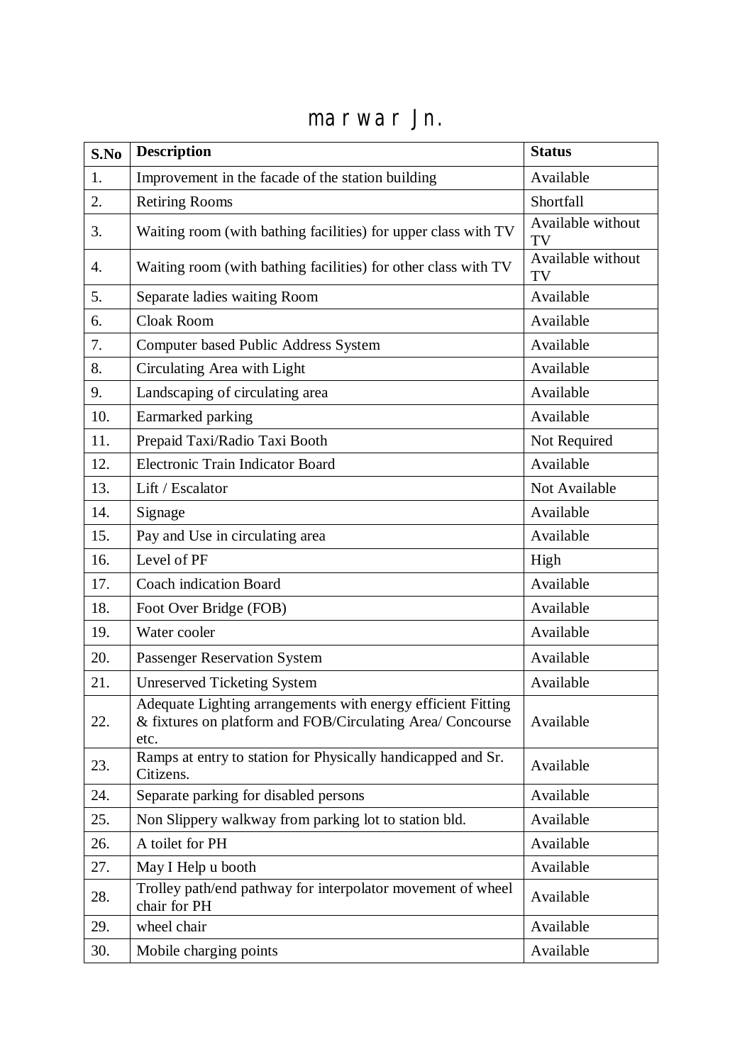# marwar Jn.

| S.No | Description | Status |
|---|---|---|
| 1. | Improvement in the facade of the station building | Available |
| 2. | Retiring Rooms | Shortfall |
| 3. | Waiting room (with bathing facilities) for upper class with TV | Available without TV |
| 4. | Waiting room (with bathing facilities) for other class with TV | Available without TV |
| 5. | Separate ladies waiting Room | Available |
| 6. | Cloak Room | Available |
| 7. | Computer based Public Address System | Available |
| 8. | Circulating Area with Light | Available |
| 9. | Landscaping of circulating area | Available |
| 10. | Earmarked parking | Available |
| 11. | Prepaid Taxi/Radio Taxi Booth | Not Required |
| 12. | Electronic Train Indicator Board | Available |
| 13. | Lift / Escalator | Not Available |
| 14. | Signage | Available |
| 15. | Pay and Use in circulating area | Available |
| 16. | Level of PF | High |
| 17. | Coach indication Board | Available |
| 18. | Foot Over Bridge (FOB) | Available |
| 19. | Water cooler | Available |
| 20. | Passenger Reservation System | Available |
| 21. | Unreserved Ticketing System | Available |
| 22. | Adequate Lighting arrangements with energy efficient Fitting & fixtures on platform and FOB/Circulating Area/ Concourse etc. | Available |
| 23. | Ramps at entry to station for Physically handicapped and Sr. Citizens. | Available |
| 24. | Separate parking for disabled persons | Available |
| 25. | Non Slippery walkway from parking lot to station bld. | Available |
| 26. | A toilet for PH | Available |
| 27. | May I Help u booth | Available |
| 28. | Trolley path/end pathway for interpolator movement of wheel chair for PH | Available |
| 29. | wheel chair | Available |
| 30. | Mobile charging points | Available |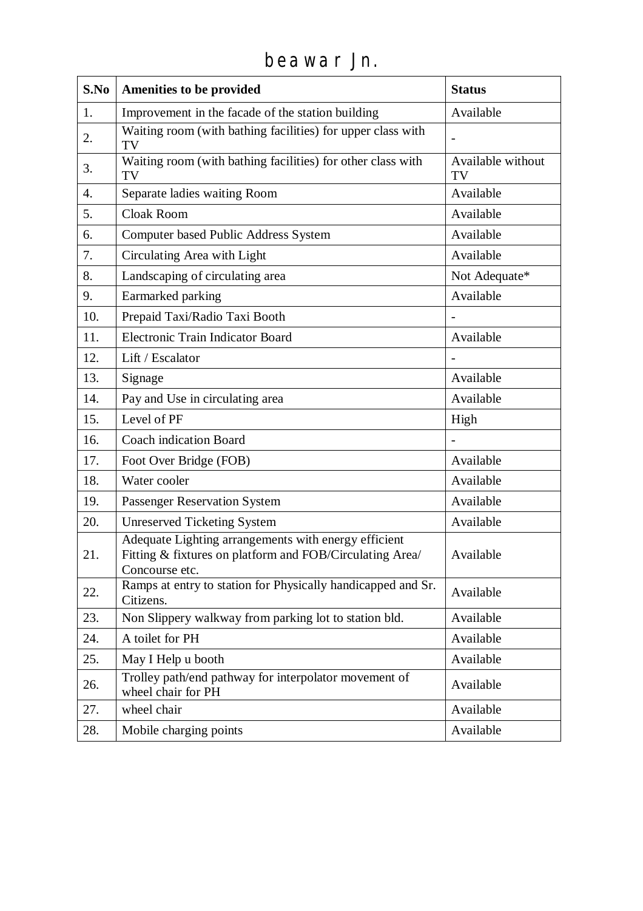# beawar Jn.

| S.No | Amenities to be provided | Status |
|---|---|---|
| 1. | Improvement in the facade of the station building | Available |
| 2. | Waiting room (with bathing facilities) for upper class with TV | - |
| 3. | Waiting room (with bathing facilities) for other class with TV | Available without TV |
| 4. | Separate ladies waiting Room | Available |
| 5. | Cloak Room | Available |
| 6. | Computer based Public Address System | Available |
| 7. | Circulating Area with Light | Available |
| 8. | Landscaping of circulating area | Not Adequate* |
| 9. | Earmarked parking | Available |
| 10. | Prepaid Taxi/Radio Taxi Booth | - |
| 11. | Electronic Train Indicator Board | Available |
| 12. | Lift / Escalator | - |
| 13. | Signage | Available |
| 14. | Pay and Use in circulating area | Available |
| 15. | Level of PF | High |
| 16. | Coach indication Board | - |
| 17. | Foot Over Bridge (FOB) | Available |
| 18. | Water cooler | Available |
| 19. | Passenger Reservation System | Available |
| 20. | Unreserved Ticketing System | Available |
| 21. | Adequate Lighting arrangements with energy efficient Fitting & fixtures on platform and FOB/Circulating Area/ Concourse etc. | Available |
| 22. | Ramps at entry to station for Physically handicapped and Sr. Citizens. | Available |
| 23. | Non Slippery walkway from parking lot to station bld. | Available |
| 24. | A toilet for PH | Available |
| 25. | May I Help u booth | Available |
| 26. | Trolley path/end pathway for interpolator movement of wheel chair for PH | Available |
| 27. | wheel chair | Available |
| 28. | Mobile charging points | Available |